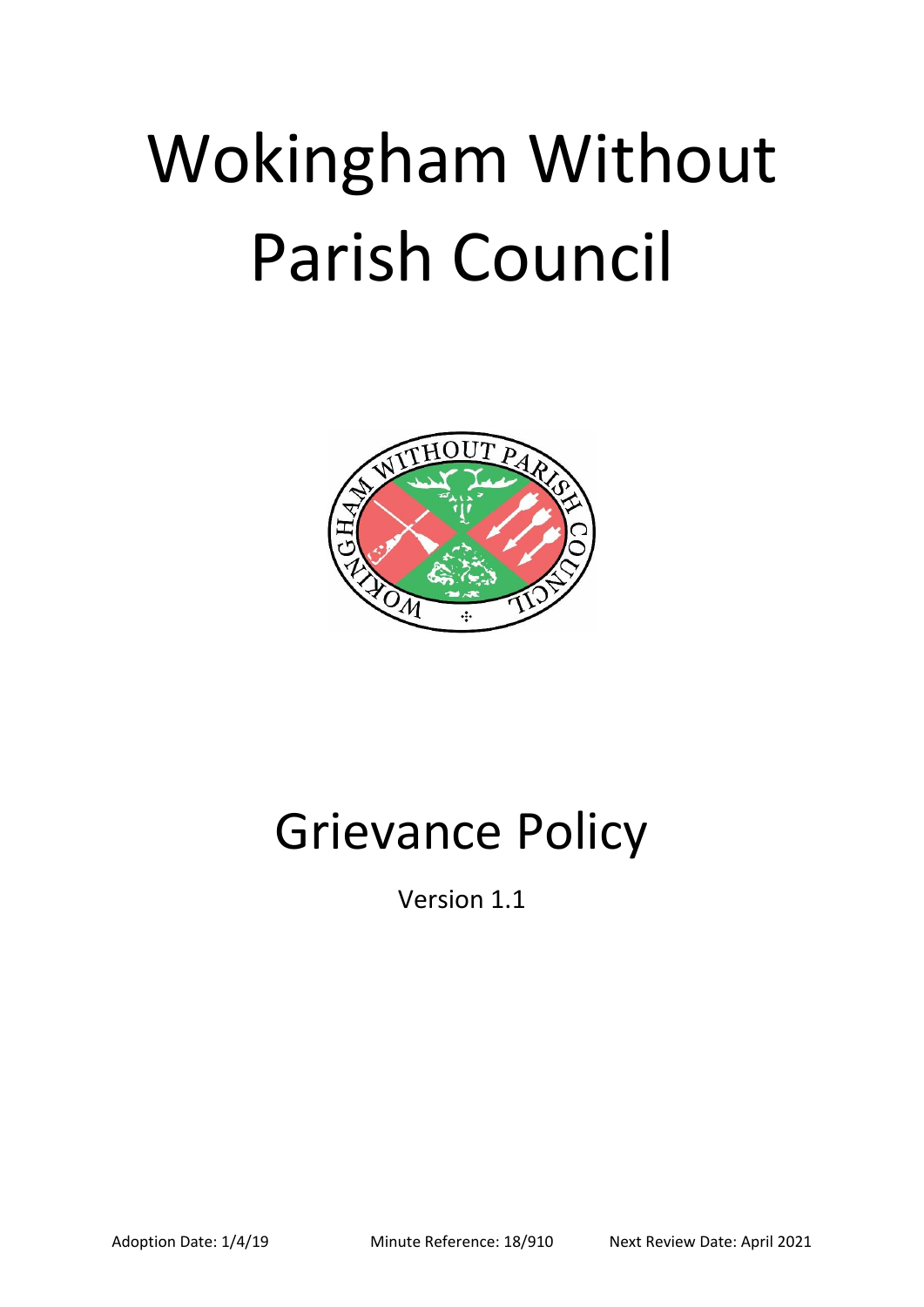# Wokingham Without Parish Council

# Grievance Policy

Version 1.1

Adoption Date: 1/4/19 Minute Reference: 18/910 Next Review Date: April 2021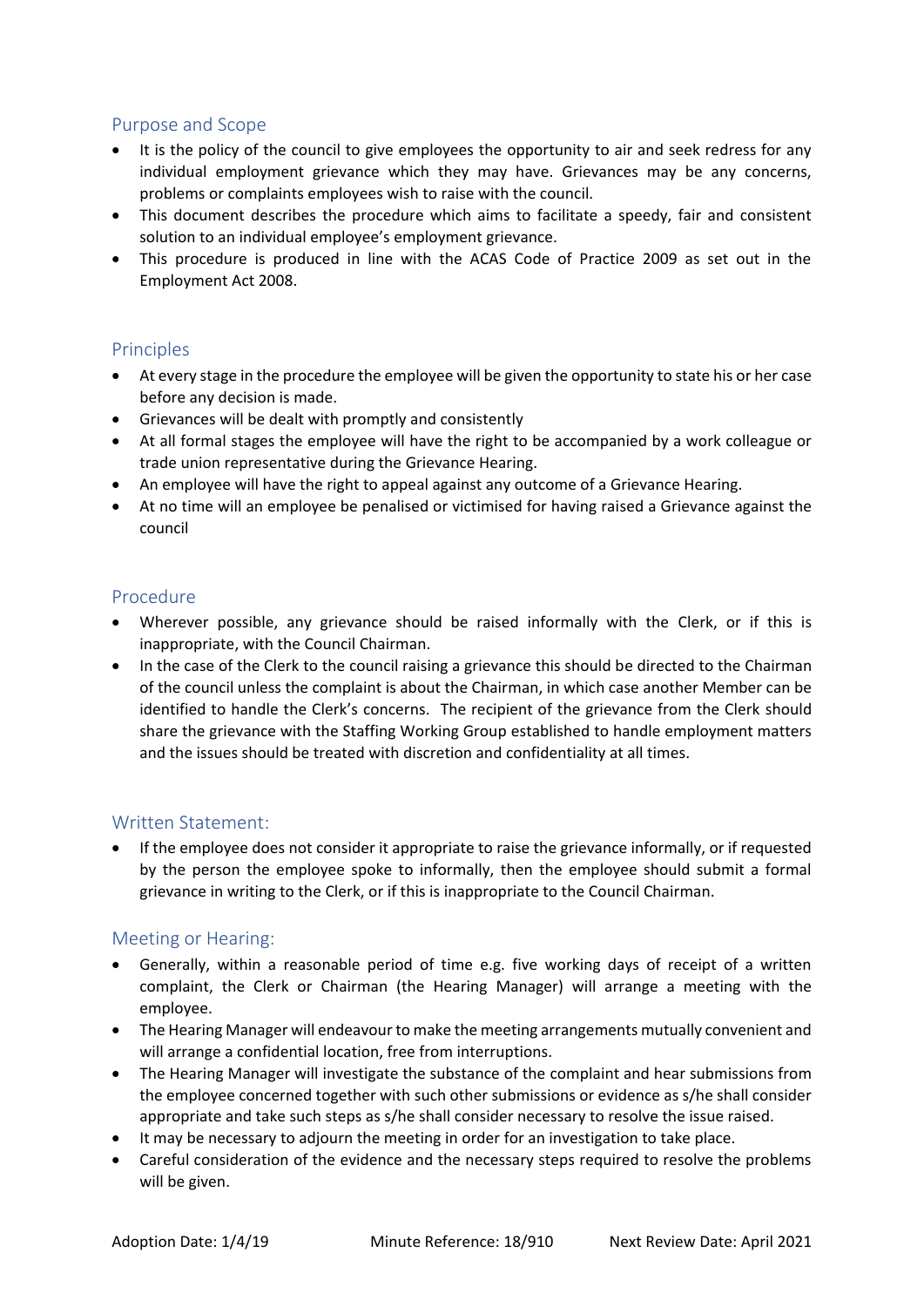## Purpose and Scope

- It is the policy of the council to give employees the opportunity to air and seek redress for any individual employment grievance which they may have. Grievances may be any concerns, problems or complaints employees wish to raise with the council.
- This document describes the procedure which aims to facilitate a speedy, fair and consistent solution to an individual employee's employment grievance.
- This procedure is produced in line with the ACAS Code of Practice 2009 as set out in the Employment Act 2008.

## Principles

- At every stage in the procedure the employee will be given the opportunity to state his or her case before any decision is made.
- Grievances will be dealt with promptly and consistently
- At all formal stages the employee will have the right to be accompanied by a work colleague or trade union representative during the Grievance Hearing.
- An employee will have the right to appeal against any outcome of a Grievance Hearing.
- At no time will an employee be penalised or victimised for having raised a Grievance against the council

## Procedure

- Wherever possible, any grievance should be raised informally with the Clerk, or if this is inappropriate, with the Council Chairman.
- In the case of the Clerk to the council raising a grievance this should be directed to the Chairman of the council unless the complaint is about the Chairman, in which case another Member can be identified to handle the Clerk's concerns. The recipient of the grievance from the Clerk should share the grievance with the Staffing Working Group established to handle employment matters and the issues should be treated with discretion and confidentiality at all times.

## Written Statement:

- If the employee does not consider it appropriate to raise the grievance informally, or if requested by the person the employee spoke to informally, then the employee should submit a formal grievance in writing to the Clerk, or if this is inappropriate to the Council Chairman.

## Meeting or Hearing:

- Generally, within a reasonable period of time e.g. five working days of receipt of a written complaint, the Clerk or Chairman (the Hearing Manager) will arrange a meeting with the employee.
- The Hearing Manager will endeavour to make the meeting arrangements mutually convenient and will arrange a confidential location, free from interruptions.
- The Hearing Manager will investigate the substance of the complaint and hear submissions from the employee concerned together with such other submissions or evidence as s/he shall consider appropriate and take such steps as s/he shall consider necessary to resolve the issue raised.
- It may be necessary to adjourn the meeting in order for an investigation to take place.
- Careful consideration of the evidence and the necessary steps required to resolve the problems will be given.

Adoption Date: 1/4/19 Minute Reference: 18/910 Next Review Date: April 2021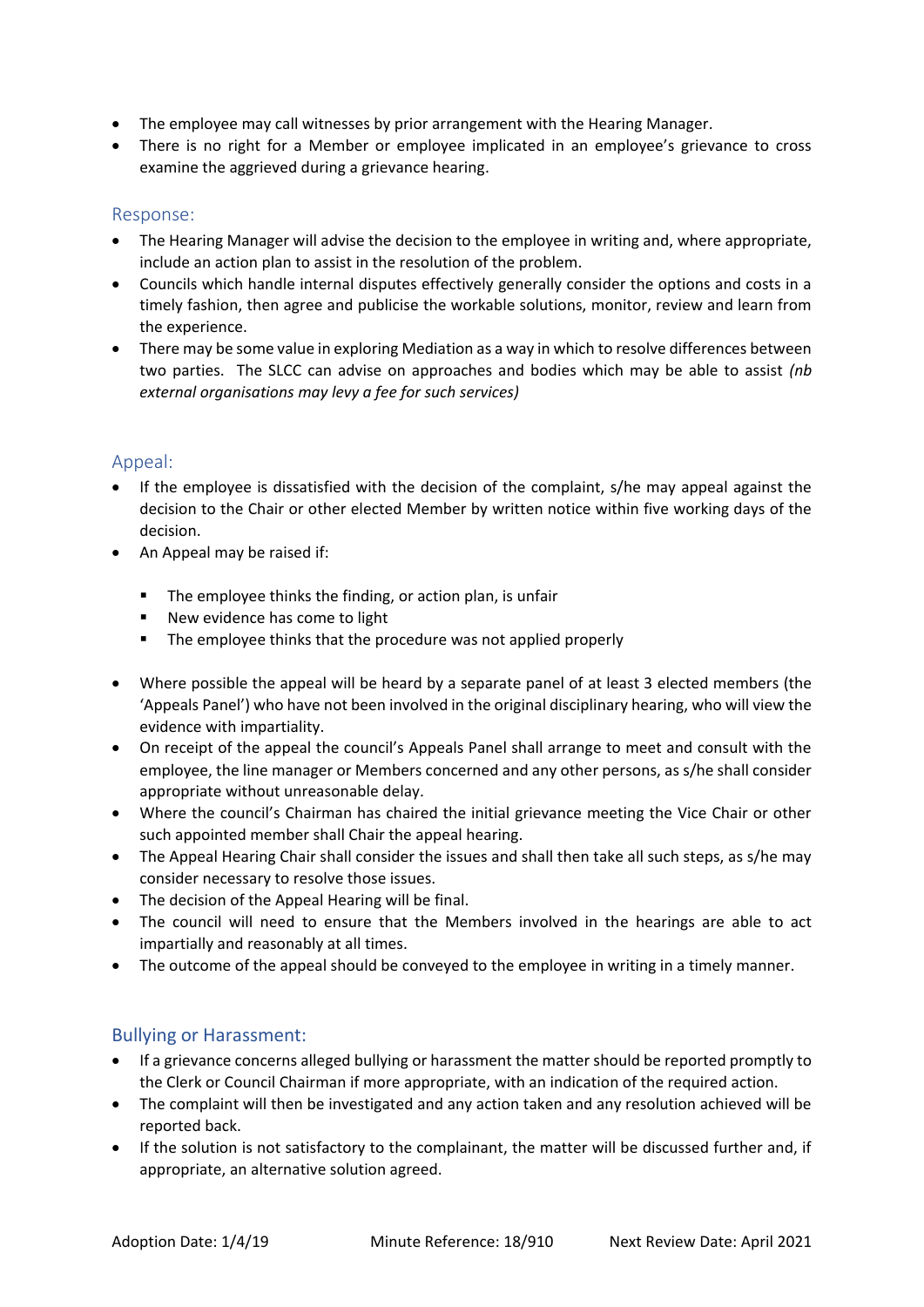- The employee may call witnesses by prior arrangement with the Hearing Manager.
- There is no right for a Member or employee implicated in an employee's grievance to cross examine the aggrieved during a grievance hearing.

## Response:

- The Hearing Manager will advise the decision to the employee in writing and, where appropriate, include an action plan to assist in the resolution of the problem.
- Councils which handle internal disputes effectively generally consider the options and costs in a timely fashion, then agree and publicise the workable solutions, monitor, review and learn from the experience.
- There may be some value in exploring Mediation as a way in which to resolve differences between two parties. The SLCC can advise on approaches and bodies which may be able to assist *(nb external organisations may levy a fee for such services)*

## Appeal:

- If the employee is dissatisfied with the decision of the complaint, s/he may appeal against the decision to the Chair or other elected Member by written notice within five working days of the decision.
- An Appeal may be raised if:
  - The employee thinks the finding, or action plan, is unfair
  - New evidence has come to light
  - The employee thinks that the procedure was not applied properly
- Where possible the appeal will be heard by a separate panel of at least 3 elected members (the 'Appeals Panel') who have not been involved in the original disciplinary hearing, who will view the evidence with impartiality.
- On receipt of the appeal the council's Appeals Panel shall arrange to meet and consult with the employee, the line manager or Members concerned and any other persons, as s/he shall consider appropriate without unreasonable delay.
- Where the council's Chairman has chaired the initial grievance meeting the Vice Chair or other such appointed member shall Chair the appeal hearing.
- The Appeal Hearing Chair shall consider the issues and shall then take all such steps, as s/he may consider necessary to resolve those issues.
- The decision of the Appeal Hearing will be final.
- The council will need to ensure that the Members involved in the hearings are able to act impartially and reasonably at all times.
- The outcome of the appeal should be conveyed to the employee in writing in a timely manner.

## Bullying or Harassment:

- If a grievance concerns alleged bullying or harassment the matter should be reported promptly to the Clerk or Council Chairman if more appropriate, with an indication of the required action.
- The complaint will then be investigated and any action taken and any resolution achieved will be reported back.
- If the solution is not satisfactory to the complainant, the matter will be discussed further and, if appropriate, an alternative solution agreed.

Adoption Date: 1/4/19 Minute Reference: 18/910 Next Review Date: April 2021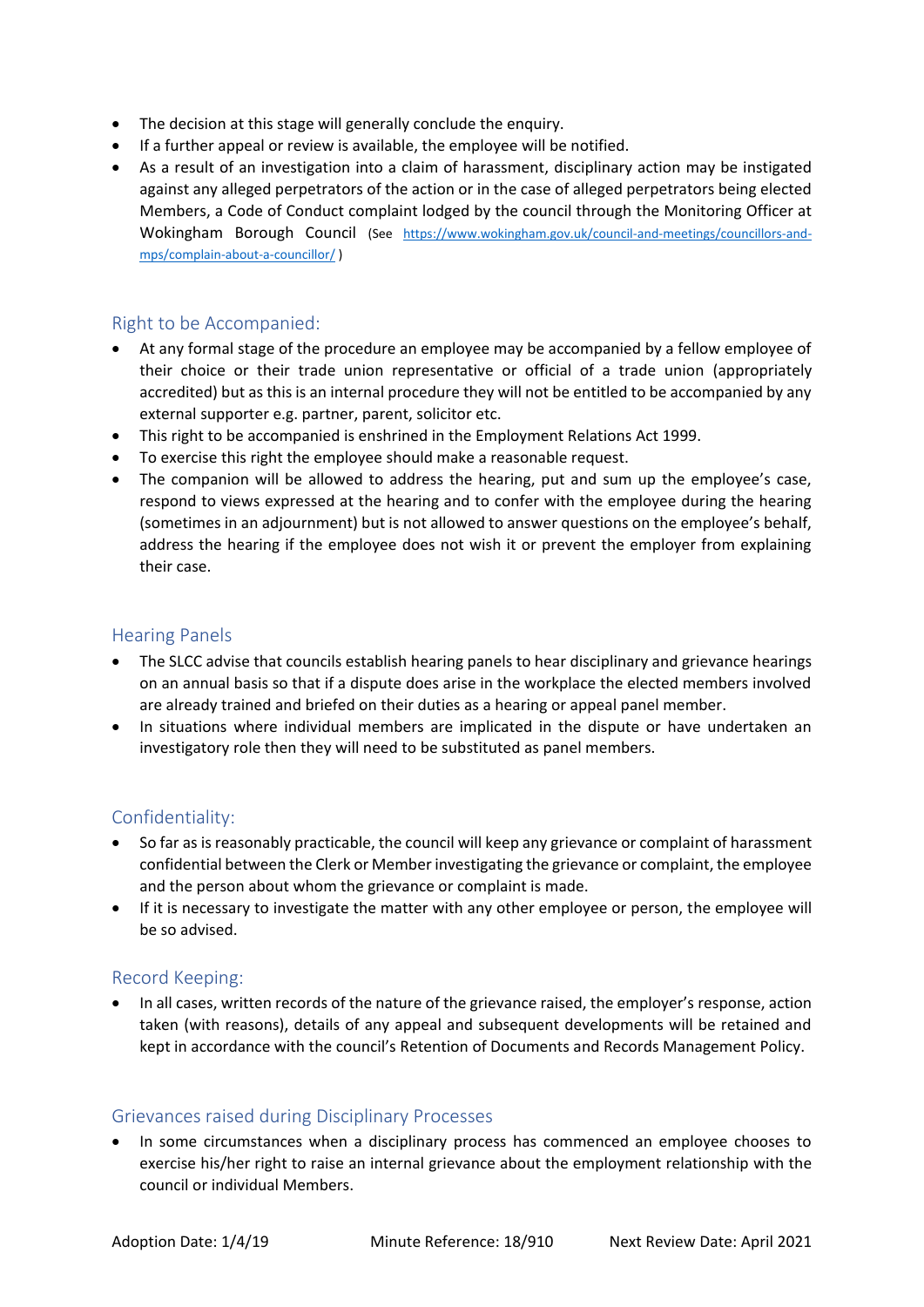- The decision at this stage will generally conclude the enquiry.
- If a further appeal or review is available, the employee will be notified.
- As a result of an investigation into a claim of harassment, disciplinary action may be instigated against any alleged perpetrators of the action or in the case of alleged perpetrators being elected Members, a Code of Conduct complaint lodged by the council through the Monitoring Officer at Wokingham Borough Council (See https://www.wokingham.gov.uk/council-and-meetings/councillors-and-mps/complain-about-a-councillor/ )

## Right to be Accompanied:

- At any formal stage of the procedure an employee may be accompanied by a fellow employee of their choice or their trade union representative or official of a trade union (appropriately accredited) but as this is an internal procedure they will not be entitled to be accompanied by any external supporter e.g. partner, parent, solicitor etc.
- This right to be accompanied is enshrined in the Employment Relations Act 1999.
- To exercise this right the employee should make a reasonable request.
- The companion will be allowed to address the hearing, put and sum up the employee's case, respond to views expressed at the hearing and to confer with the employee during the hearing (sometimes in an adjournment) but is not allowed to answer questions on the employee's behalf, address the hearing if the employee does not wish it or prevent the employer from explaining their case.

## Hearing Panels

- The SLCC advise that councils establish hearing panels to hear disciplinary and grievance hearings on an annual basis so that if a dispute does arise in the workplace the elected members involved are already trained and briefed on their duties as a hearing or appeal panel member.
- In situations where individual members are implicated in the dispute or have undertaken an investigatory role then they will need to be substituted as panel members.

## Confidentiality:

- So far as is reasonably practicable, the council will keep any grievance or complaint of harassment confidential between the Clerk or Member investigating the grievance or complaint, the employee and the person about whom the grievance or complaint is made.
- If it is necessary to investigate the matter with any other employee or person, the employee will be so advised.

## Record Keeping:

- In all cases, written records of the nature of the grievance raised, the employer's response, action taken (with reasons), details of any appeal and subsequent developments will be retained and kept in accordance with the council's Retention of Documents and Records Management Policy.

## Grievances raised during Disciplinary Processes

- In some circumstances when a disciplinary process has commenced an employee chooses to exercise his/her right to raise an internal grievance about the employment relationship with the council or individual Members.

Adoption Date: 1/4/19 Minute Reference: 18/910 Next Review Date: April 2021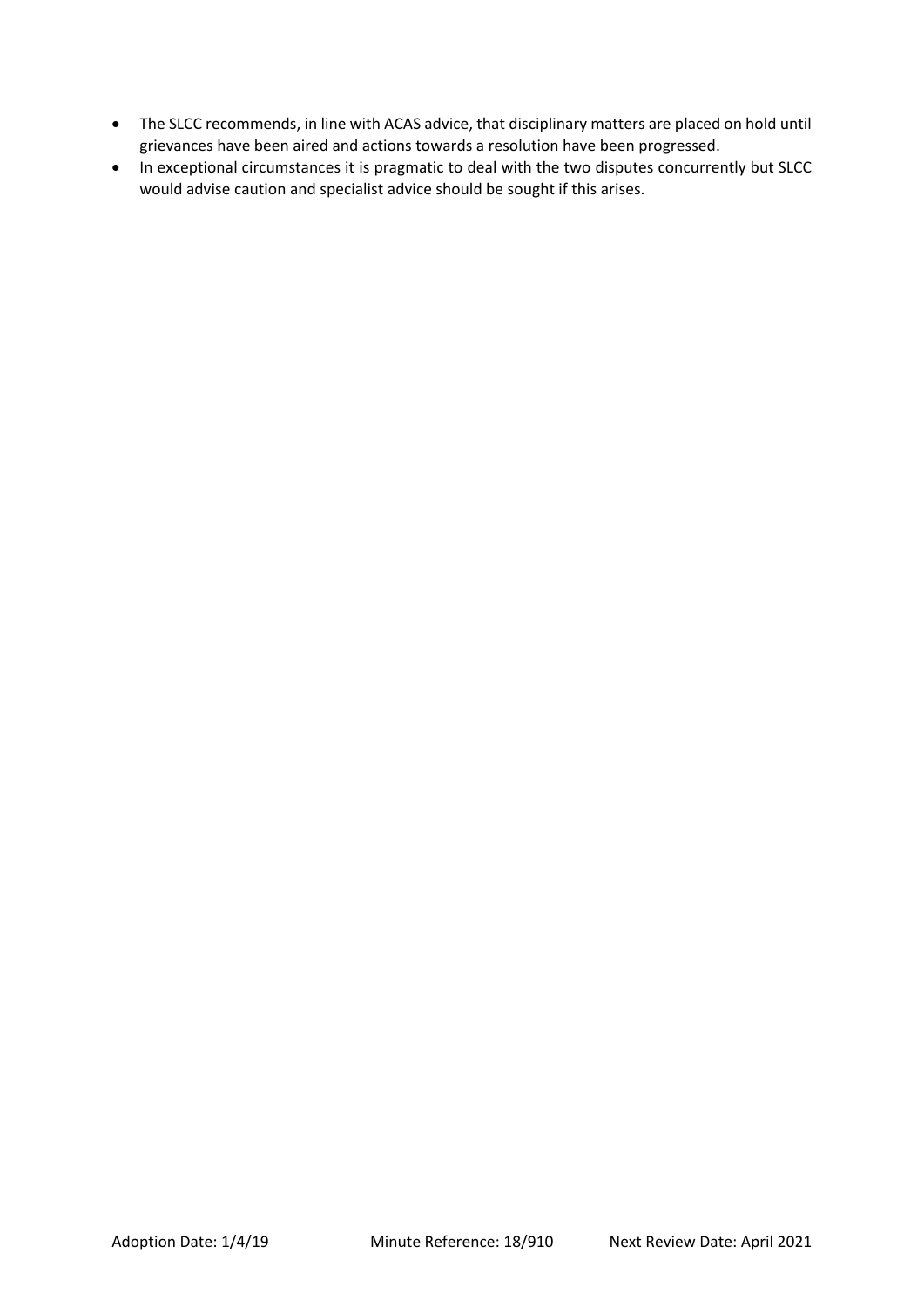- The SLCC recommends, in line with ACAS advice, that disciplinary matters are placed on hold until grievances have been aired and actions towards a resolution have been progressed.
- In exceptional circumstances it is pragmatic to deal with the two disputes concurrently but SLCC would advise caution and specialist advice should be sought if this arises.